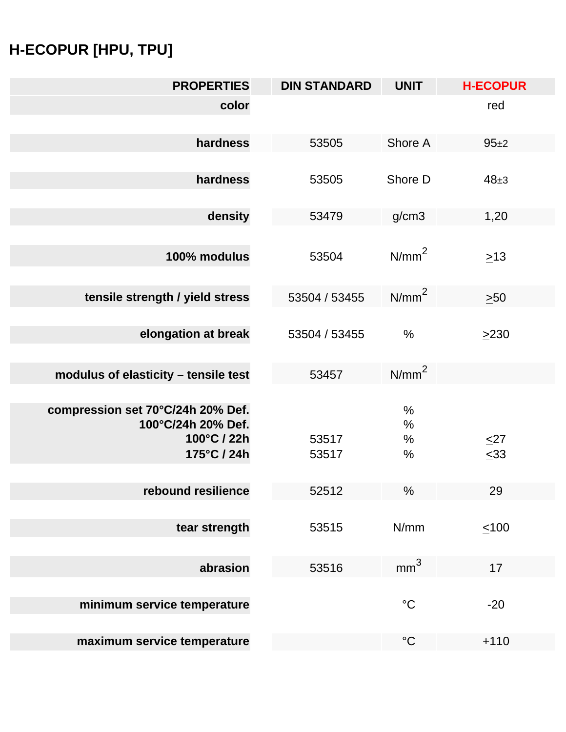# H-ECOPUR [HPU, TPU]

| PROPERTIES | DIN STANDARD | UNIT | H-ECOPUR |
|---|---|---|---|
| color | | | red |
| hardness | 53505 | Shore A | 95±2 |
| hardness | 53505 | Shore D | 48±3 |
| density | 53479 | g/cm3 | 1,20 |
| 100% modulus | 53504 | $N/mm^2$ | ≥13 |
| tensile strength / yield stress | 53504 / 53455 | $N/mm^2$ | ≥50 |
| elongation at break | 53504 / 53455 | % | ≥230 |
| modulus of elasticity – tensile test | 53457 | $N/mm^2$ | |
| compression set 70°C/24h 20% Def. | | % | |
| 100°C/24h 20% Def. | | % | |
| 100°C / 22h | 53517 | % | ≤27 |
| 175°C / 24h | 53517 | % | ≤33 |
| rebound resilience | 52512 | % | 29 |
| tear strength | 53515 | N/mm | ≤100 |
| abrasion | 53516 | $mm^3$ | 17 |
| minimum service temperature | | °C | -20 |
| maximum service temperature | | °C | +110 |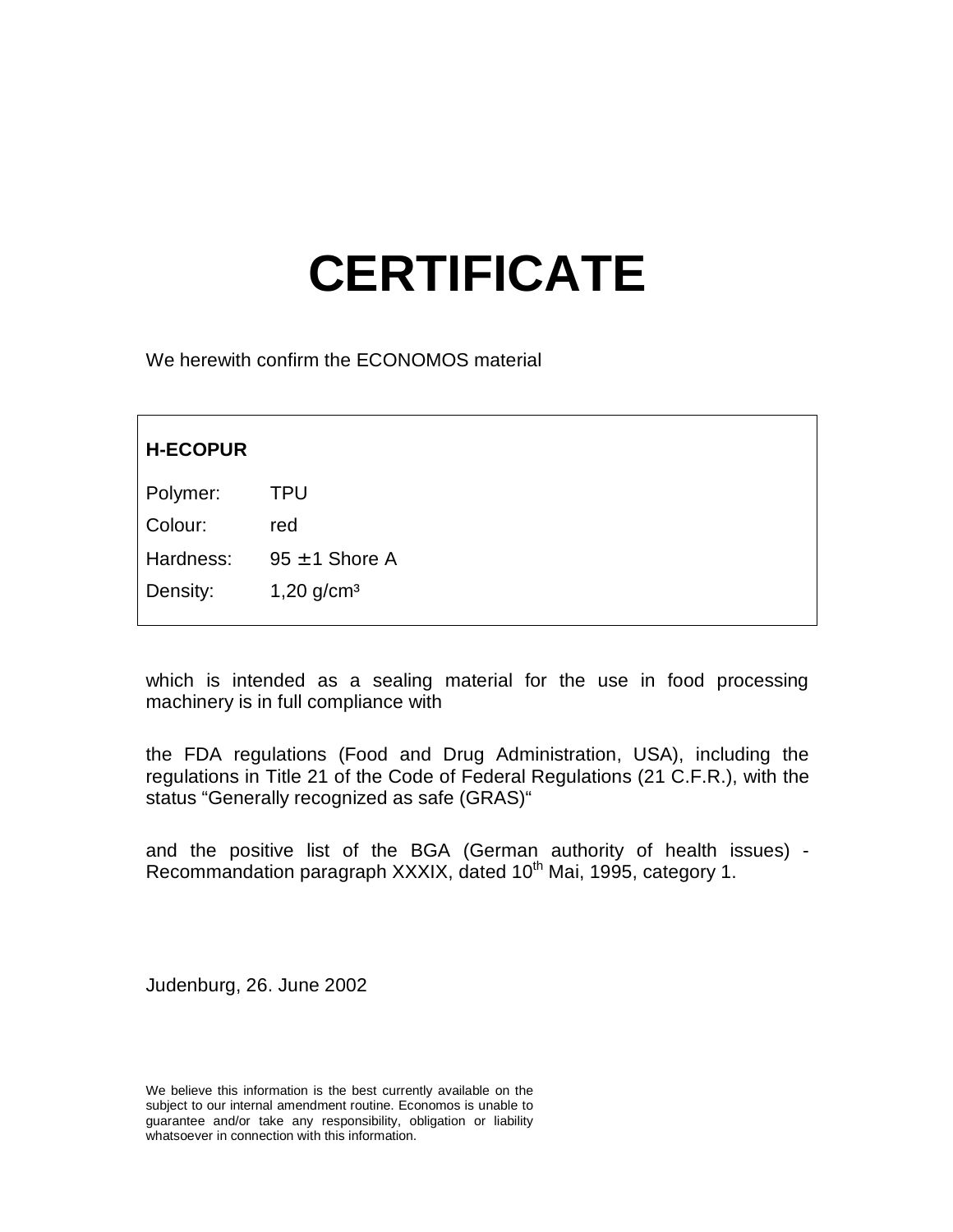# CERTIFICATE

We herewith confirm the ECONOMOS material

| | |
|---|---|
| **H-ECOPUR** | |
| Polymer: | TPU |
| Colour: | red |
| Hardness: | 95 ± 1 Shore A |
| Density: | 1,20 g/cm³ |

which is intended as a sealing material for the use in food processing machinery is in full compliance with

the FDA regulations (Food and Drug Administration, USA), including the regulations in Title 21 of the Code of Federal Regulations (21 C.F.R.), with the status “Generally recognized as safe (GRAS)“

and the positive list of the BGA (German authority of health issues) - Recommandation paragraph XXXIX, dated 10th Mai, 1995, category 1.

Judenburg, 26. June 2002

We believe this information is the best currently available on the subject to our internal amendment routine. Economos is unable to guarantee and/or take any responsibility, obligation or liability whatsoever in connection with this information.